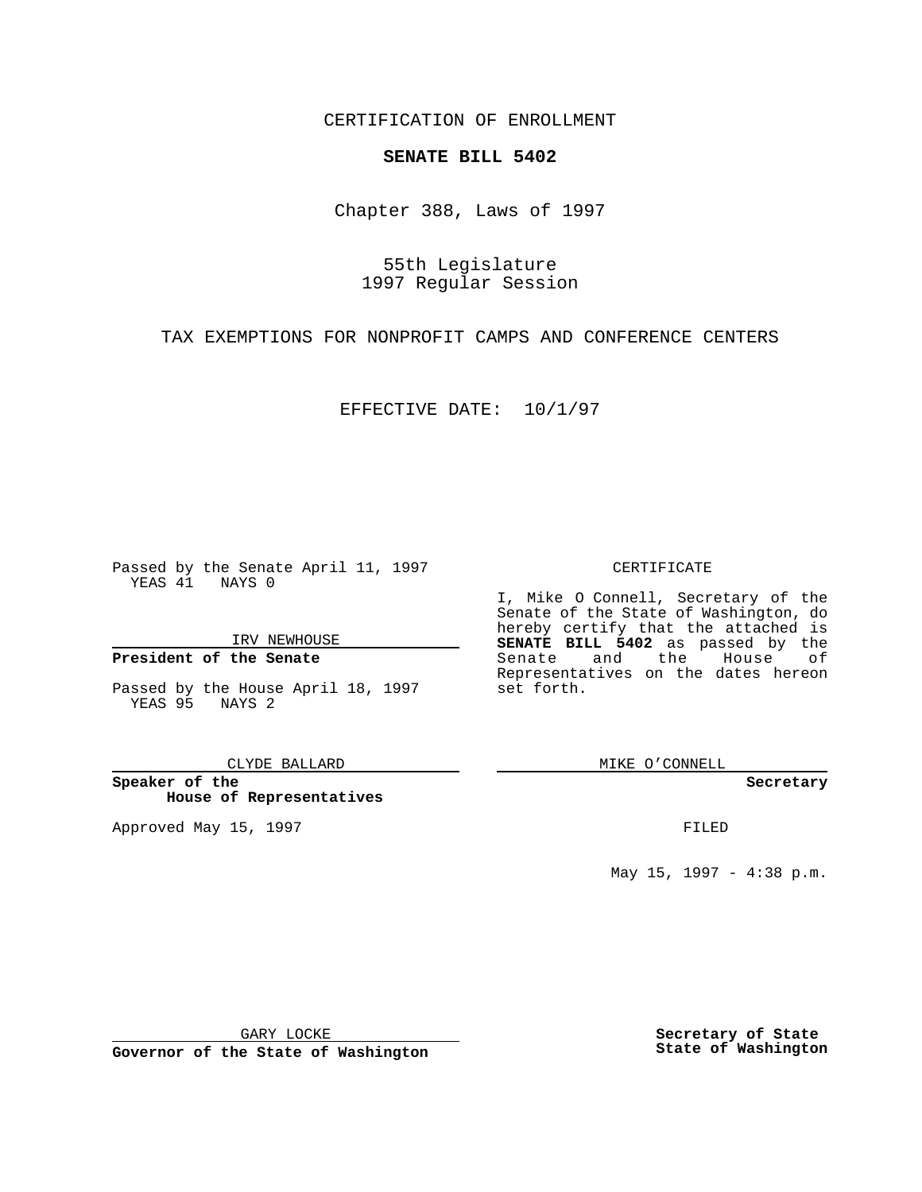CERTIFICATION OF ENROLLMENT

**SENATE BILL 5402**

Chapter 388, Laws of 1997

55th Legislature
1997 Regular Session

TAX EXEMPTIONS FOR NONPROFIT CAMPS AND CONFERENCE CENTERS

EFFECTIVE DATE: 10/1/97

Passed by the Senate April 11, 1997
YEAS 41 NAYS 0

IRV NEWHOUSE

**President of the Senate**

Passed by the House April 18, 1997
YEAS 95 NAYS 2

CLYDE BALLARD

**Speaker of the House of Representatives**

Approved May 15, 1997

GARY LOCKE

**Governor of the State of Washington**

CERTIFICATE

I, Mike O Connell, Secretary of the Senate of the State of Washington, do hereby certify that the attached is **SENATE BILL 5402** as passed by the Senate and the House of Representatives on the dates hereon set forth.

MIKE O'CONNELL

**Secretary**

FILED

May 15, 1997 - 4:38 p.m.

**Secretary of State**
**State of Washington**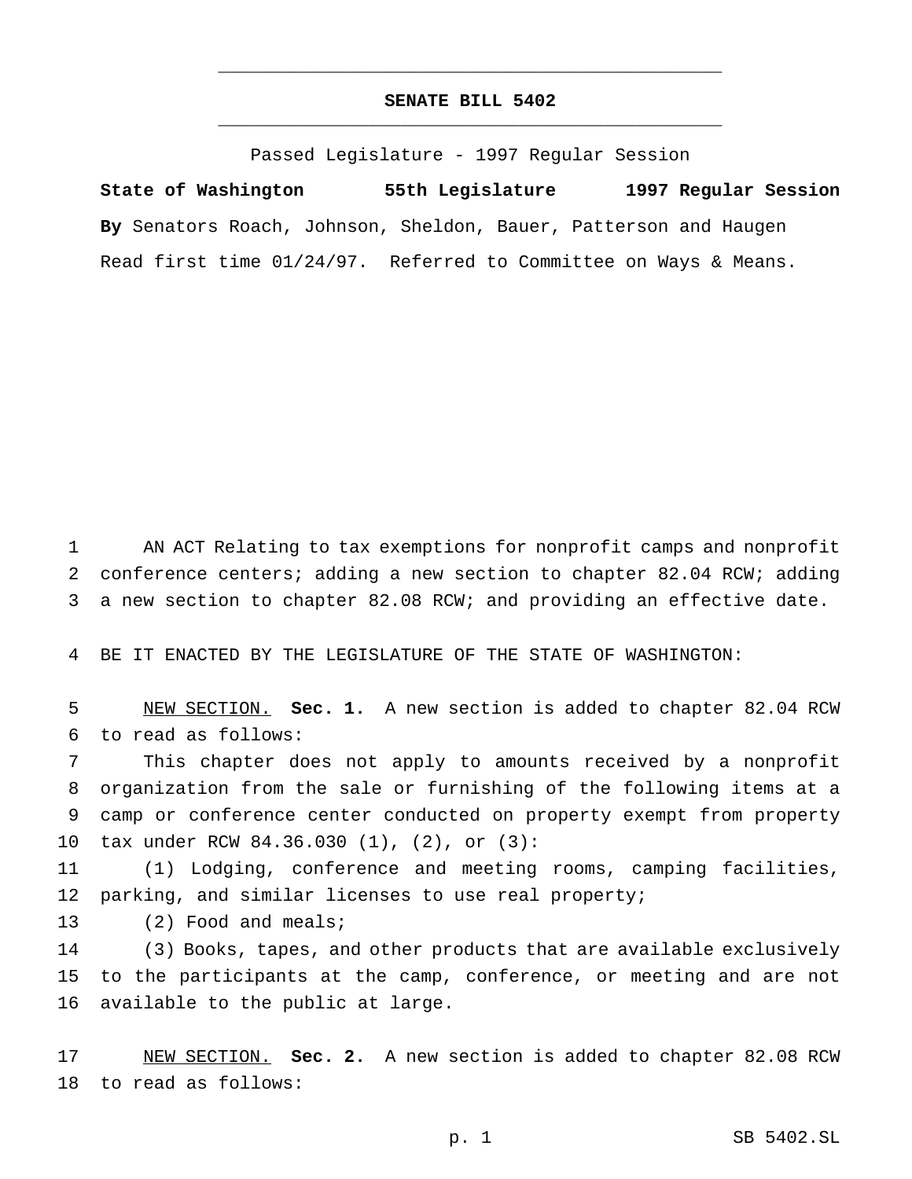# SENATE BILL 5402

Passed Legislature - 1997 Regular Session

**State of Washington 55th Legislature 1997 Regular Session**

**By** Senators Roach, Johnson, Sheldon, Bauer, Patterson and Haugen

Read first time 01/24/97. Referred to Committee on Ways & Means.

AN ACT Relating to tax exemptions for nonprofit camps and nonprofit conference centers; adding a new section to chapter 82.04 RCW; adding a new section to chapter 82.08 RCW; and providing an effective date.

BE IT ENACTED BY THE LEGISLATURE OF THE STATE OF WASHINGTON:

NEW SECTION. **Sec. 1.** A new section is added to chapter 82.04 RCW to read as follows:

This chapter does not apply to amounts received by a nonprofit organization from the sale or furnishing of the following items at a camp or conference center conducted on property exempt from property tax under RCW 84.36.030 (1), (2), or (3):

(1) Lodging, conference and meeting rooms, camping facilities, parking, and similar licenses to use real property;

(2) Food and meals;

(3) Books, tapes, and other products that are available exclusively to the participants at the camp, conference, or meeting and are not available to the public at large.

NEW SECTION. **Sec. 2.** A new section is added to chapter 82.08 RCW to read as follows: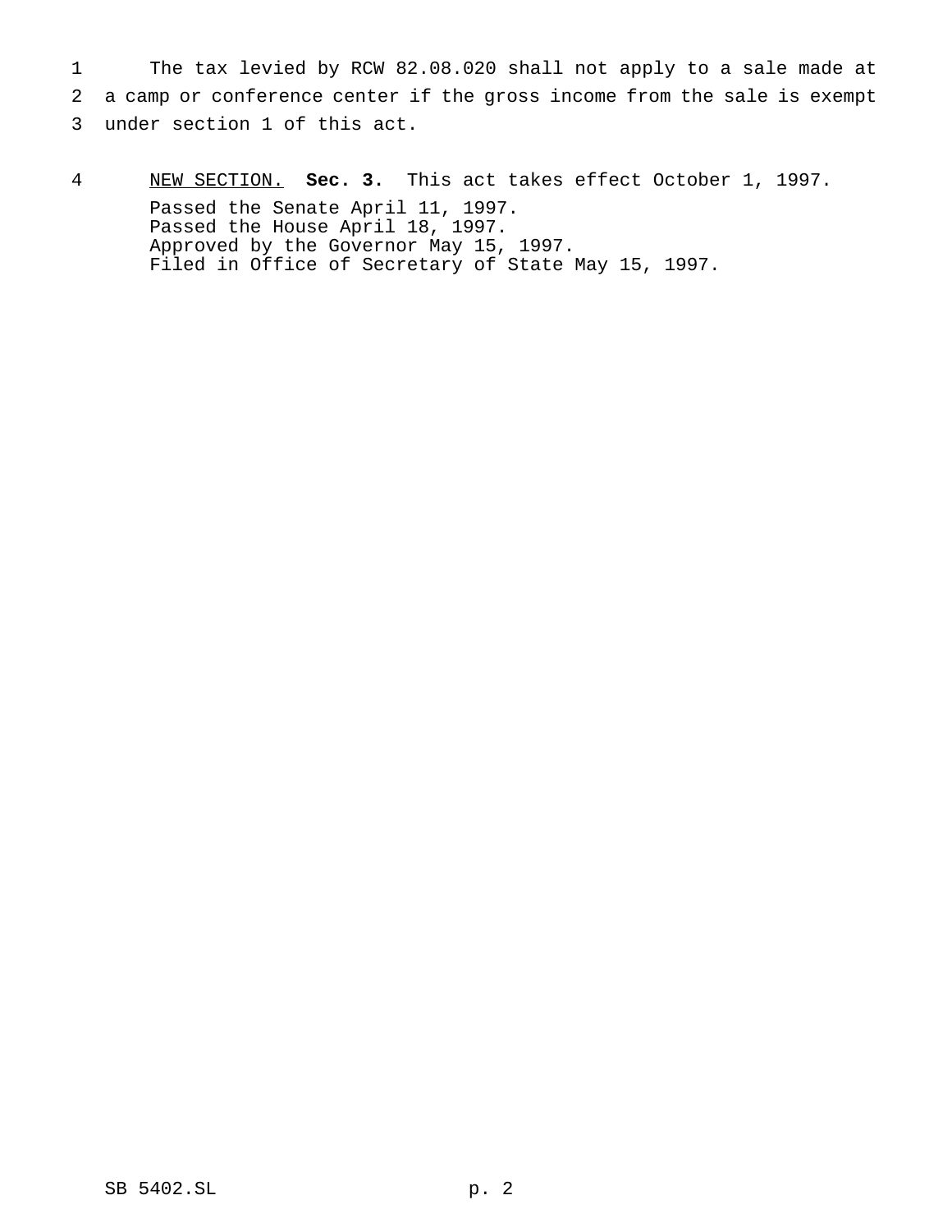The tax levied by RCW 82.08.020 shall not apply to a sale made at a camp or conference center if the gross income from the sale is exempt under section 1 of this act.

NEW SECTION. **Sec. 3.** This act takes effect October 1, 1997.

Passed the Senate April 11, 1997.
Passed the House April 18, 1997.
Approved by the Governor May 15, 1997.
Filed in Office of Secretary of State May 15, 1997.